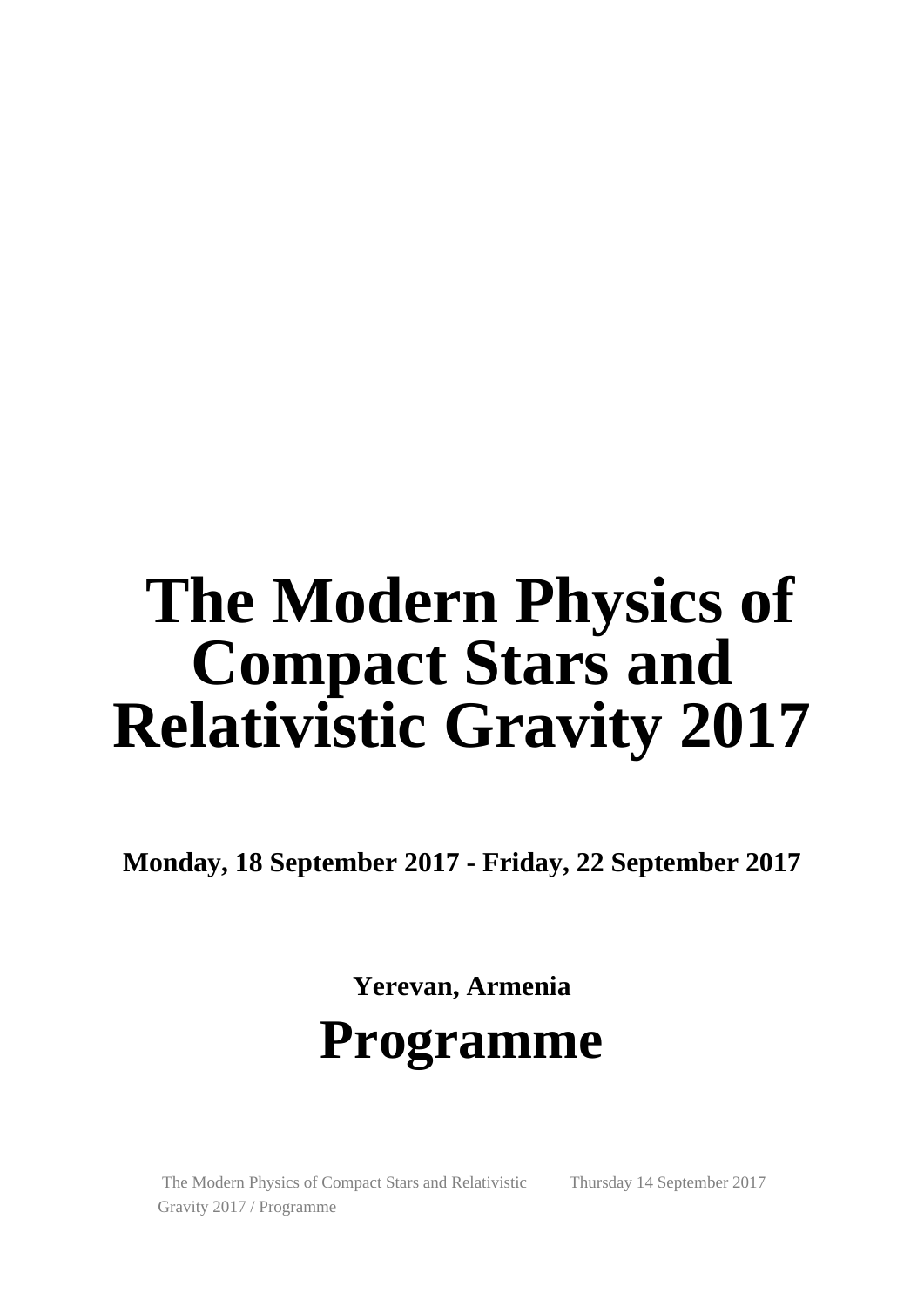# The Modern Physics of Compact Stars and Relativistic Gravity 2017

**Monday, 18 September 2017 - Friday, 22 September 2017**

**Yerevan, Armenia**

# Programme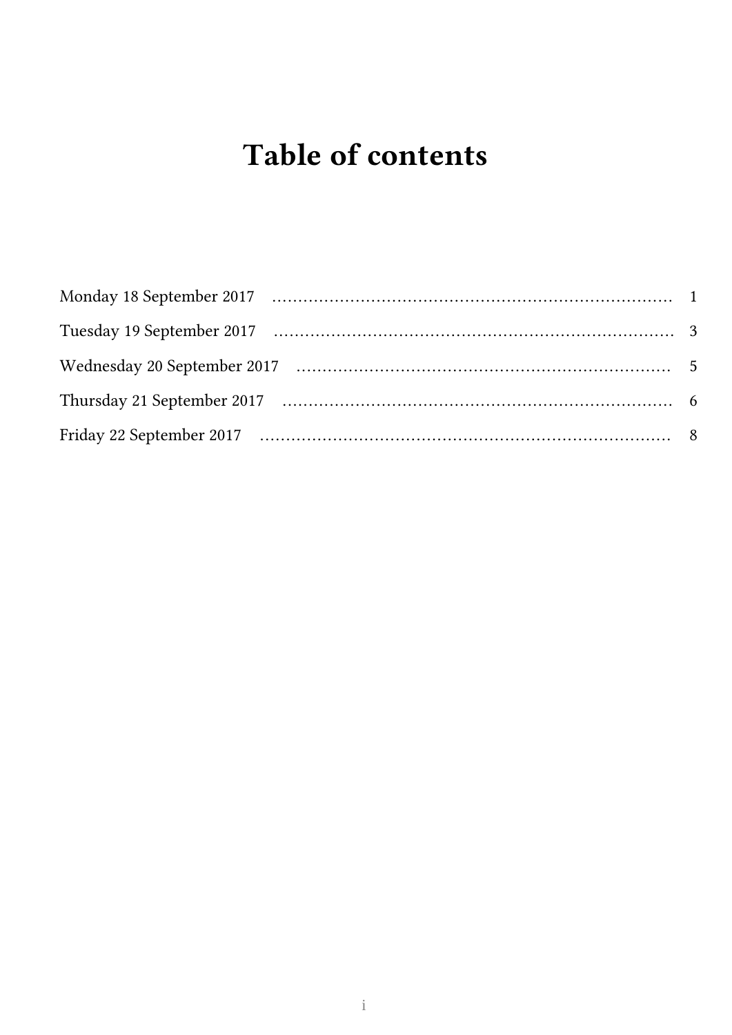# Table of contents

Monday 18 September 2017 ........ 1

Tuesday 19 September 2017 ........ 3

Wednesday 20 September 2017 ........ 5

Thursday 21 September 2017 ........ 6

Friday 22 September 2017 ........ 8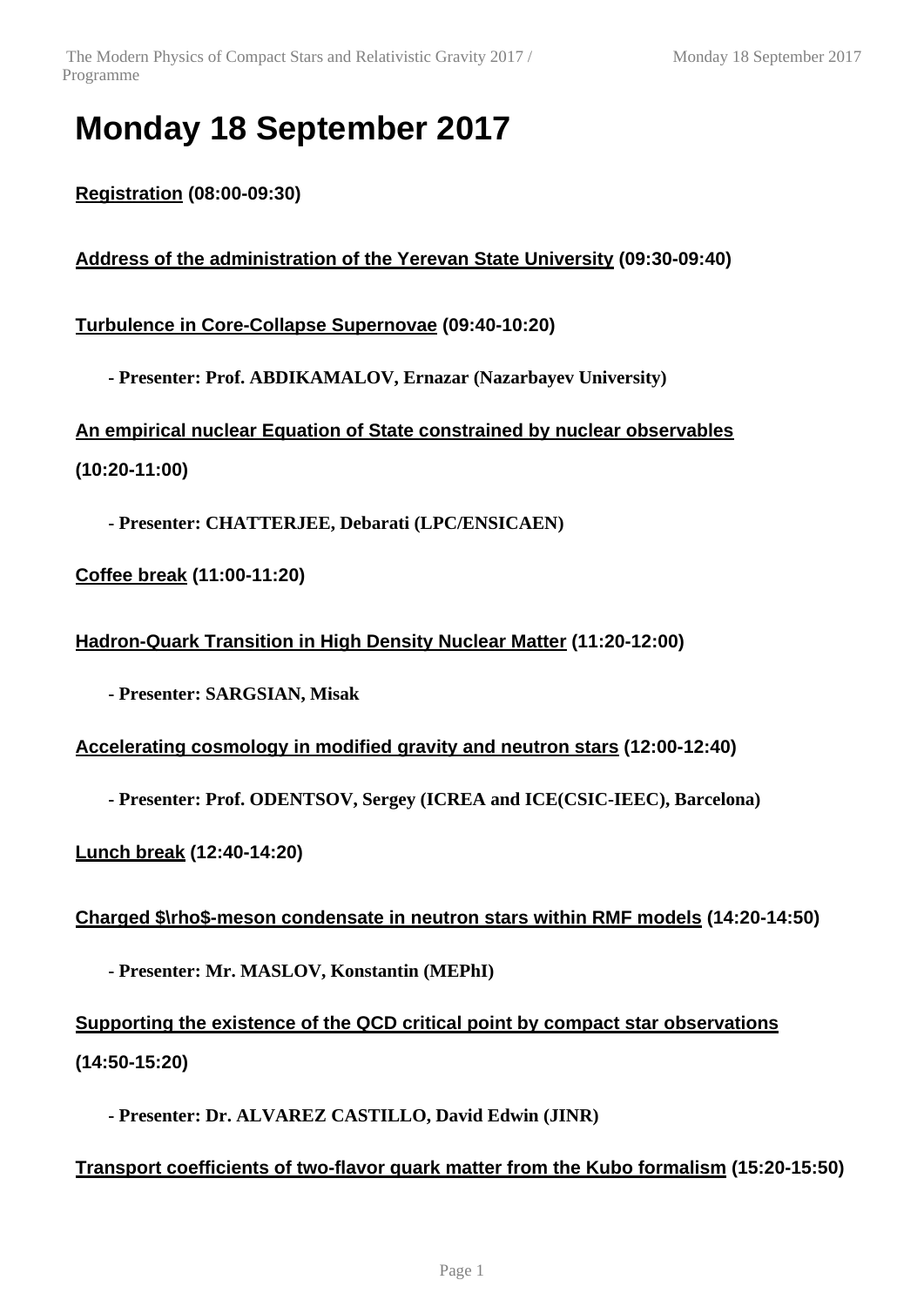# Monday 18 September 2017

**Registration (08:00-09:30)**

**Address of the administration of the Yerevan State University (09:30-09:40)**

**Turbulence in Core-Collapse Supernovae (09:40-10:20)**

- **Presenter: Prof. ABDIKAMALOV, Ernazar (Nazarbayev University)**

**An empirical nuclear Equation of State constrained by nuclear observables (10:20-11:00)**

- **Presenter: CHATTERJEE, Debarati (LPC/ENSICAEN)**

**Coffee break (11:00-11:20)**

**Hadron-Quark Transition in High Density Nuclear Matter (11:20-12:00)**

- **Presenter: SARGSIAN, Misak**

**Accelerating cosmology in modified gravity and neutron stars (12:00-12:40)**

- **Presenter: Prof. ODENTSOV, Sergey (ICREA and ICE(CSIC-IEEC), Barcelona)**

**Lunch break (12:40-14:20)**

**Charged $\rho$-meson condensate in neutron stars within RMF models (14:20-14:50)**

- **Presenter: Mr. MASLOV, Konstantin (MEPhI)**

**Supporting the existence of the QCD critical point by compact star observations (14:50-15:20)**

- **Presenter: Dr. ALVAREZ CASTILLO, David Edwin (JINR)**

**Transport coefficients of two-flavor quark matter from the Kubo formalism (15:20-15:50)**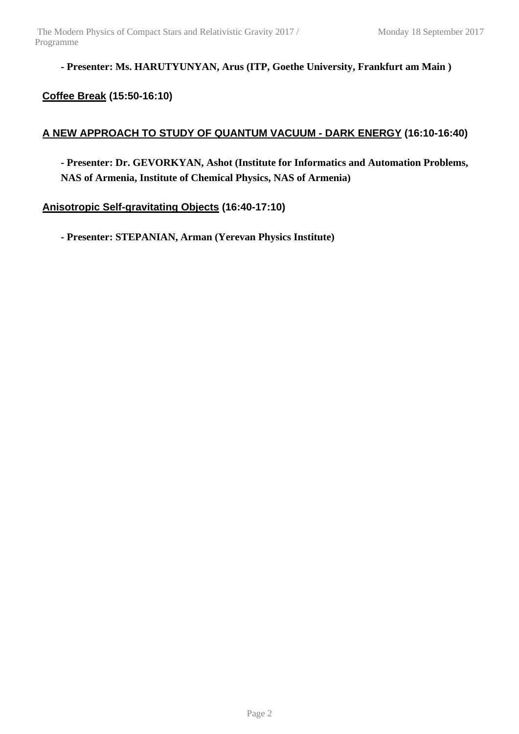**- Presenter: Ms. HARUTYUNYAN, Arus (ITP, Goethe University, Frankfurt am Main )**

**Coffee Break (15:50-16:10)**

**A NEW APPROACH TO STUDY OF QUANTUM VACUUM - DARK ENERGY (16:10-16:40)**

**- Presenter: Dr. GEVORKYAN, Ashot (Institute for Informatics and Automation Problems, NAS of Armenia, Institute of Chemical Physics, NAS of Armenia)**

**Anisotropic Self-gravitating Objects (16:40-17:10)**

**- Presenter: STEPANIAN, Arman (Yerevan Physics Institute)**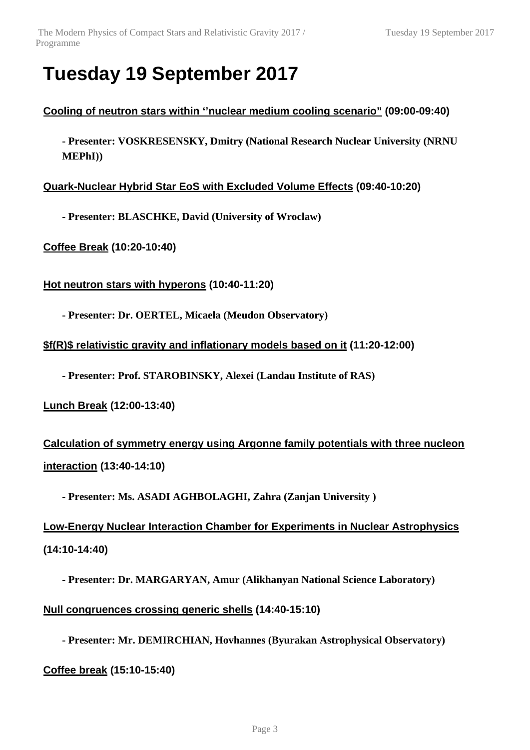# Tuesday 19 September 2017

**Cooling of neutron stars within ''nuclear medium cooling scenario" (09:00-09:40)**

- **Presenter: VOSKRESENSKY, Dmitry (National Research Nuclear University (NRNU MEPhI))**

**Quark-Nuclear Hybrid Star EoS with Excluded Volume Effects (09:40-10:20)**

- **Presenter: BLASCHKE, David (University of Wroclaw)**

**Coffee Break (10:20-10:40)**

**Hot neutron stars with hyperons (10:40-11:20)**

- **Presenter: Dr. OERTEL, Micaela (Meudon Observatory)**

**$f(R)$ relativistic gravity and inflationary models based on it (11:20-12:00)**

- **Presenter: Prof. STAROBINSKY, Alexei (Landau Institute of RAS)**

**Lunch Break (12:00-13:40)**

**Calculation of symmetry energy using Argonne family potentials with three nucleon interaction (13:40-14:10)**

- **Presenter: Ms. ASADI AGHBOLAGHI, Zahra (Zanjan University )**

**Low-Energy Nuclear Interaction Chamber for Experiments in Nuclear Astrophysics (14:10-14:40)**

- **Presenter: Dr. MARGARYAN, Amur (Alikhanyan National Science Laboratory)**

**Null congruences crossing generic shells (14:40-15:10)**

- **Presenter: Mr. DEMIRCHIAN, Hovhannes (Byurakan Astrophysical Observatory)**

**Coffee break (15:10-15:40)**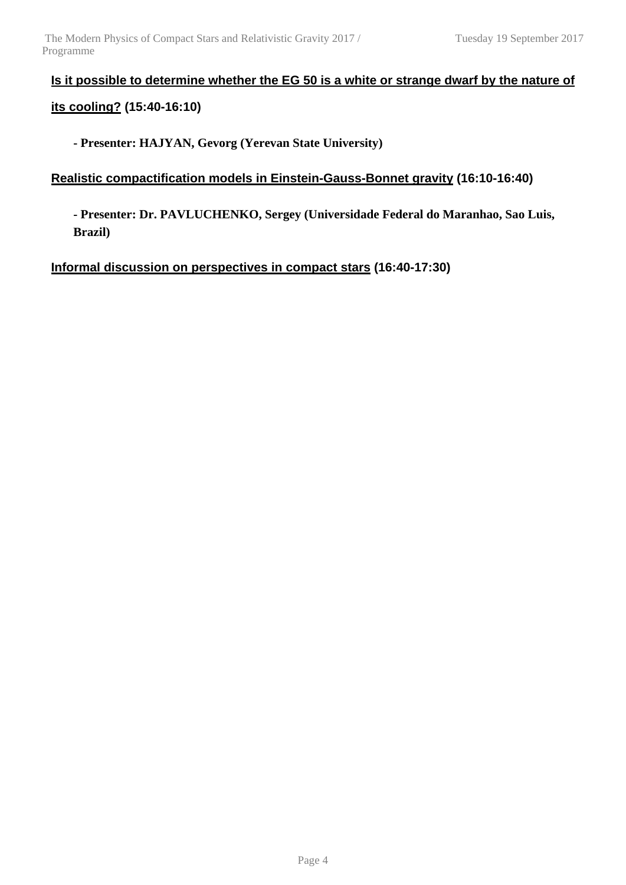**Is it possible to determine whether the EG 50 is a white or strange dwarf by the nature of its cooling? (15:40-16:10)**

- **Presenter: HAJYAN, Gevorg (Yerevan State University)**

**Realistic compactification models in Einstein-Gauss-Bonnet gravity (16:10-16:40)**

- **Presenter: Dr. PAVLUCHENKO, Sergey (Universidade Federal do Maranhao, Sao Luis, Brazil)**

**Informal discussion on perspectives in compact stars (16:40-17:30)**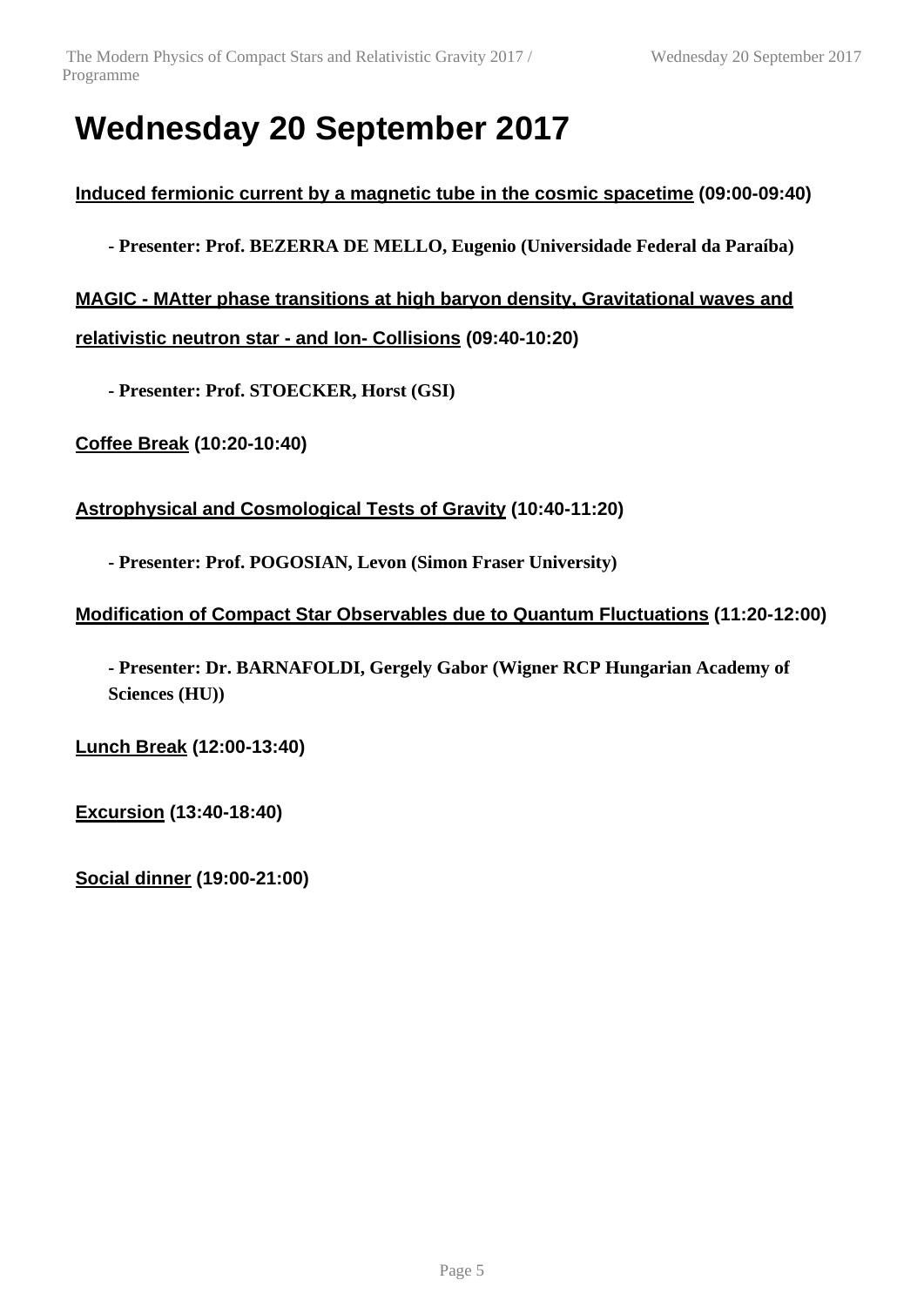# Wednesday 20 September 2017

**Induced fermionic current by a magnetic tube in the cosmic spacetime (09:00-09:40)**

- **Presenter: Prof. BEZERRA DE MELLO, Eugenio (Universidade Federal da Paraíba)**

**MAGIC - MAtter phase transitions at high baryon density, Gravitational waves and relativistic neutron star - and Ion- Collisions (09:40-10:20)**

- **Presenter: Prof. STOECKER, Horst (GSI)**

**Coffee Break (10:20-10:40)**

**Astrophysical and Cosmological Tests of Gravity (10:40-11:20)**

- **Presenter: Prof. POGOSIAN, Levon (Simon Fraser University)**

**Modification of Compact Star Observables due to Quantum Fluctuations (11:20-12:00)**

- **Presenter: Dr. BARNAFOLDI, Gergely Gabor (Wigner RCP Hungarian Academy of Sciences (HU))**

**Lunch Break (12:00-13:40)**

**Excursion (13:40-18:40)**

**Social dinner (19:00-21:00)**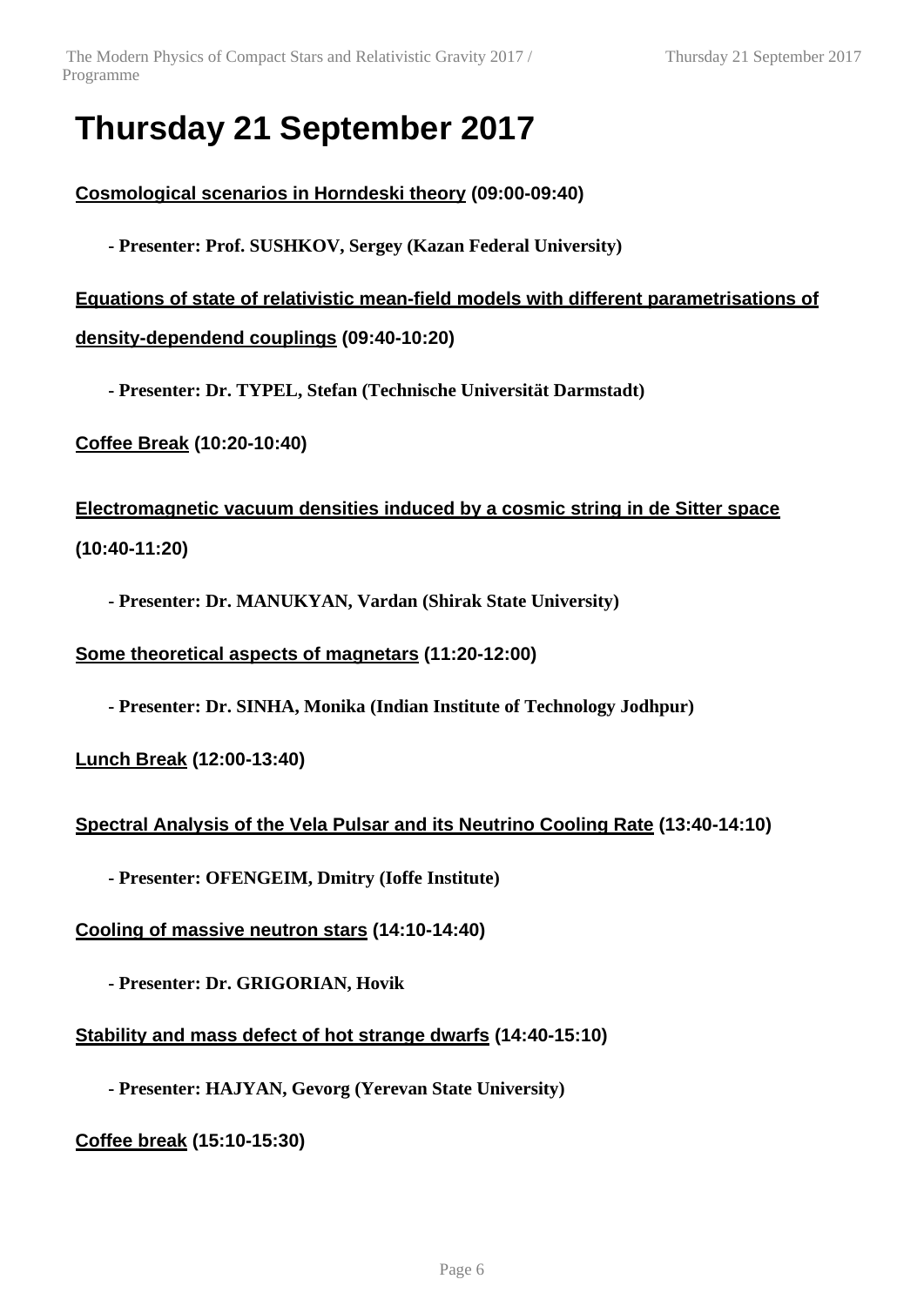# Thursday 21 September 2017

**Cosmological scenarios in Horndeski theory (09:00-09:40)**

- **Presenter: Prof. SUSHKOV, Sergey (Kazan Federal University)**

**Equations of state of relativistic mean-field models with different parametrisations of density-dependend couplings (09:40-10:20)**

- **Presenter: Dr. TYPEL, Stefan (Technische Universität Darmstadt)**

**Coffee Break (10:20-10:40)**

**Electromagnetic vacuum densities induced by a cosmic string in de Sitter space (10:40-11:20)**

- **Presenter: Dr. MANUKYAN, Vardan (Shirak State University)**

**Some theoretical aspects of magnetars (11:20-12:00)**

- **Presenter: Dr. SINHA, Monika (Indian Institute of Technology Jodhpur)**

**Lunch Break (12:00-13:40)**

**Spectral Analysis of the Vela Pulsar and its Neutrino Cooling Rate (13:40-14:10)**

- **Presenter: OFENGEIM, Dmitry (Ioffe Institute)**

**Cooling of massive neutron stars (14:10-14:40)**

- **Presenter: Dr. GRIGORIAN, Hovik**

**Stability and mass defect of hot strange dwarfs (14:40-15:10)**

- **Presenter: HAJYAN, Gevorg (Yerevan State University)**

**Coffee break (15:10-15:30)**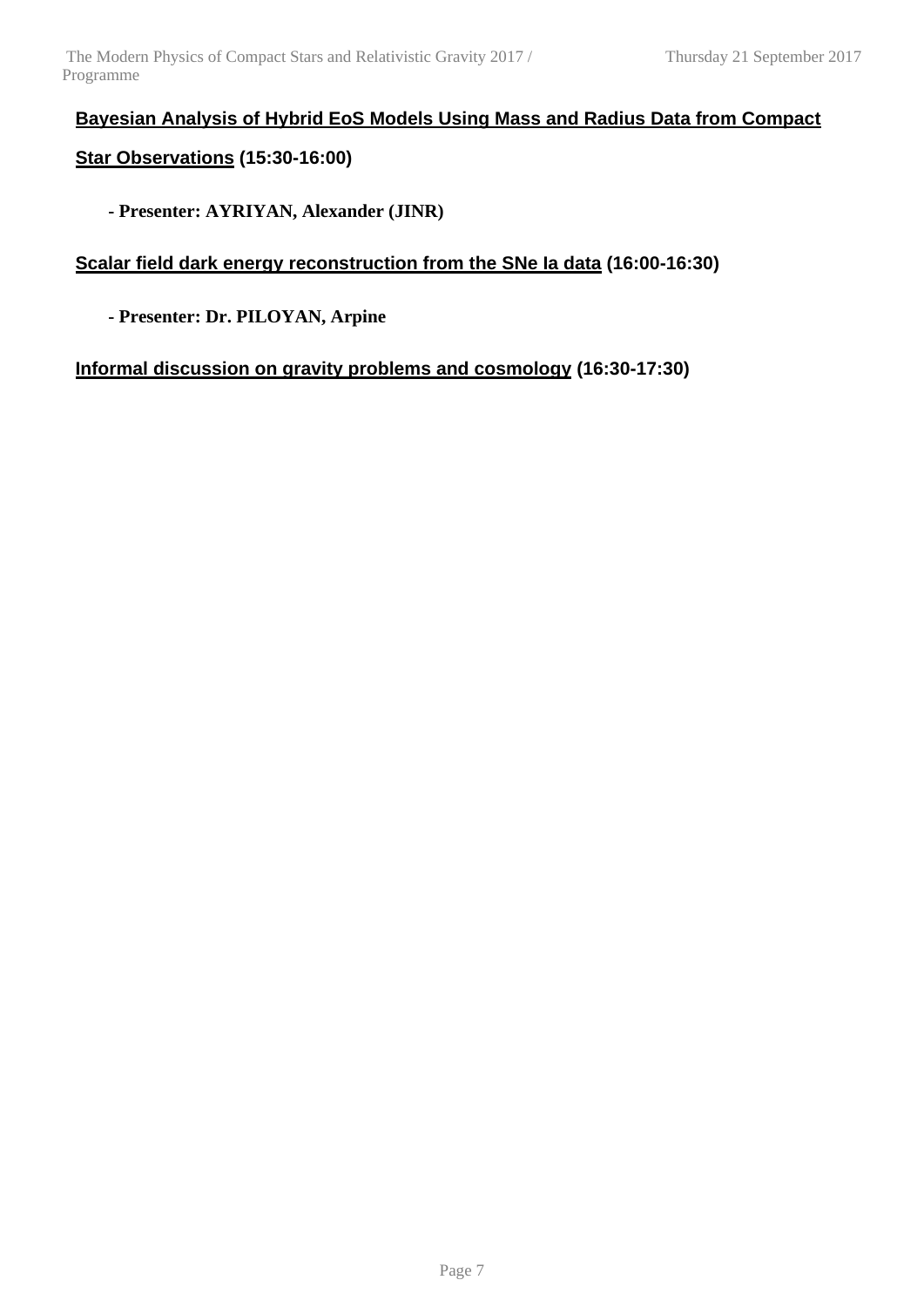**Bayesian Analysis of Hybrid EoS Models Using Mass and Radius Data from Compact Star Observations** (15:30-16:00)

- **Presenter: AYRIYAN, Alexander (JINR)**

**Scalar field dark energy reconstruction from the SNe Ia data** (16:00-16:30)

- **Presenter: Dr. PILOYAN, Arpine**

**Informal discussion on gravity problems and cosmology** (16:30-17:30)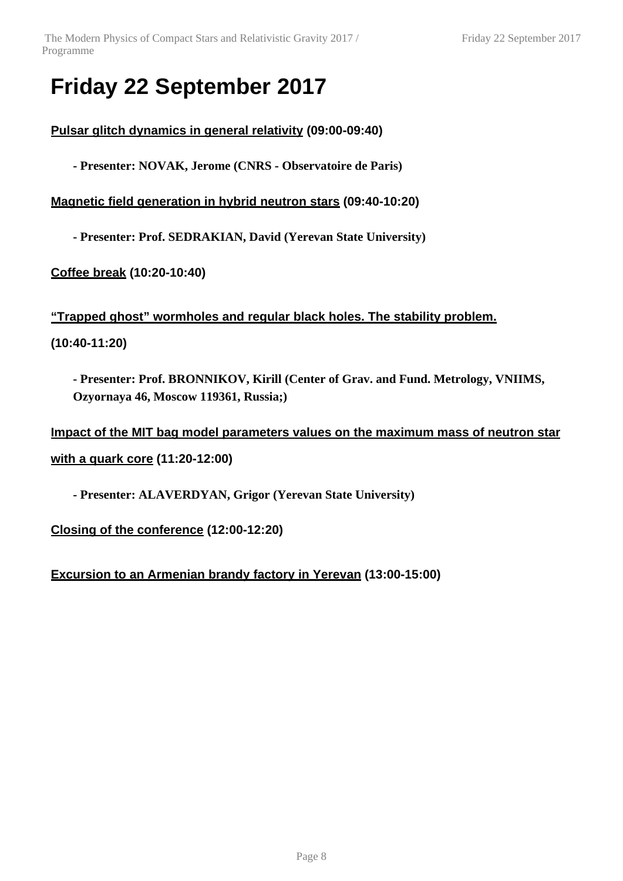# Friday 22 September 2017

**Pulsar glitch dynamics in general relativity (09:00-09:40)**

- **Presenter: NOVAK, Jerome (CNRS - Observatoire de Paris)**

**Magnetic field generation in hybrid neutron stars (09:40-10:20)**

- **Presenter: Prof. SEDRAKIAN, David (Yerevan State University)**

**Coffee break (10:20-10:40)**

**“Trapped ghost” wormholes and regular black holes. The stability problem. (10:40-11:20)**

- **Presenter: Prof. BRONNIKOV, Kirill (Center of Grav. and Fund. Metrology, VNIIMS, Ozyornaya 46, Moscow 119361, Russia;)**

**Impact of the MIT bag model parameters values on the maximum mass of neutron star with a quark core (11:20-12:00)**

- **Presenter: ALAVERDYAN, Grigor (Yerevan State University)**

**Closing of the conference (12:00-12:20)**

**Excursion to an Armenian brandy factory in Yerevan (13:00-15:00)**